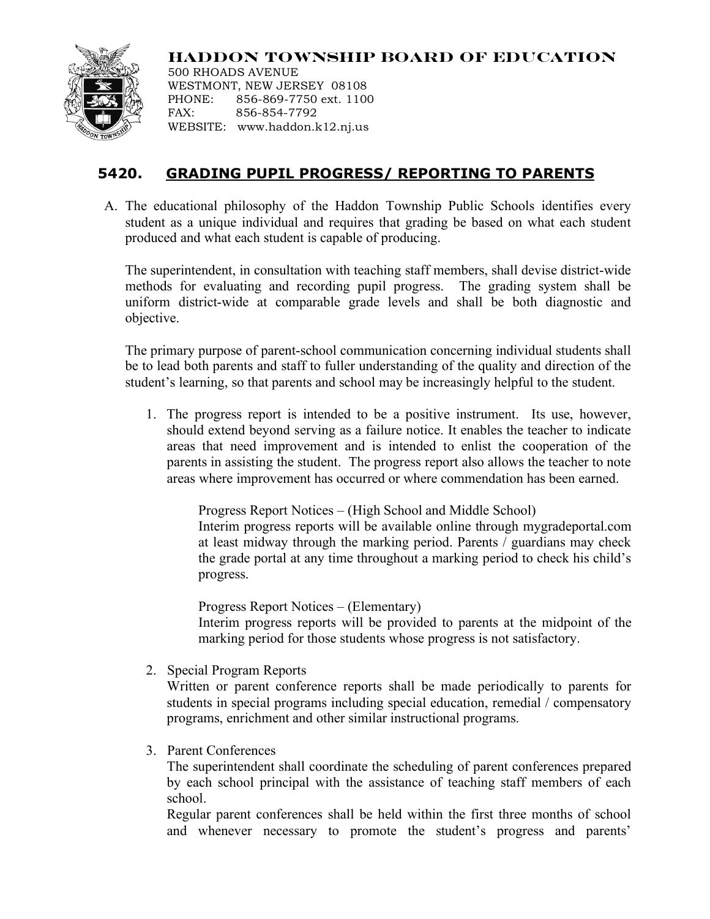# HADDON TOWNSHIP BOARD OF EDUCATION

500 RHOADS AVENUE
WESTMONT, NEW JERSEY 08108
PHONE: 856-869-7750 ext. 1100
FAX: 856-854-7792
WEBSITE: www.haddon.k12.nj.us

## 5420. GRADING PUPIL PROGRESS/ REPORTING TO PARENTS

A. The educational philosophy of the Haddon Township Public Schools identifies every student as a unique individual and requires that grading be based on what each student produced and what each student is capable of producing.

The superintendent, in consultation with teaching staff members, shall devise district-wide methods for evaluating and recording pupil progress. The grading system shall be uniform district-wide at comparable grade levels and shall be both diagnostic and objective.

The primary purpose of parent-school communication concerning individual students shall be to lead both parents and staff to fuller understanding of the quality and direction of the student's learning, so that parents and school may be increasingly helpful to the student.

1. The progress report is intended to be a positive instrument. Its use, however, should extend beyond serving as a failure notice. It enables the teacher to indicate areas that need improvement and is intended to enlist the cooperation of the parents in assisting the student. The progress report also allows the teacher to note areas where improvement has occurred or where commendation has been earned.

   Progress Report Notices – (High School and Middle School)
   Interim progress reports will be available online through mygradeportal.com at least midway through the marking period. Parents / guardians may check the grade portal at any time throughout a marking period to check his child's progress.

   Progress Report Notices – (Elementary)
   Interim progress reports will be provided to parents at the midpoint of the marking period for those students whose progress is not satisfactory.

2. Special Program Reports
   Written or parent conference reports shall be made periodically to parents for students in special programs including special education, remedial / compensatory programs, enrichment and other similar instructional programs.

3. Parent Conferences
   The superintendent shall coordinate the scheduling of parent conferences prepared by each school principal with the assistance of teaching staff members of each school.
   Regular parent conferences shall be held within the first three months of school and whenever necessary to promote the student's progress and parents'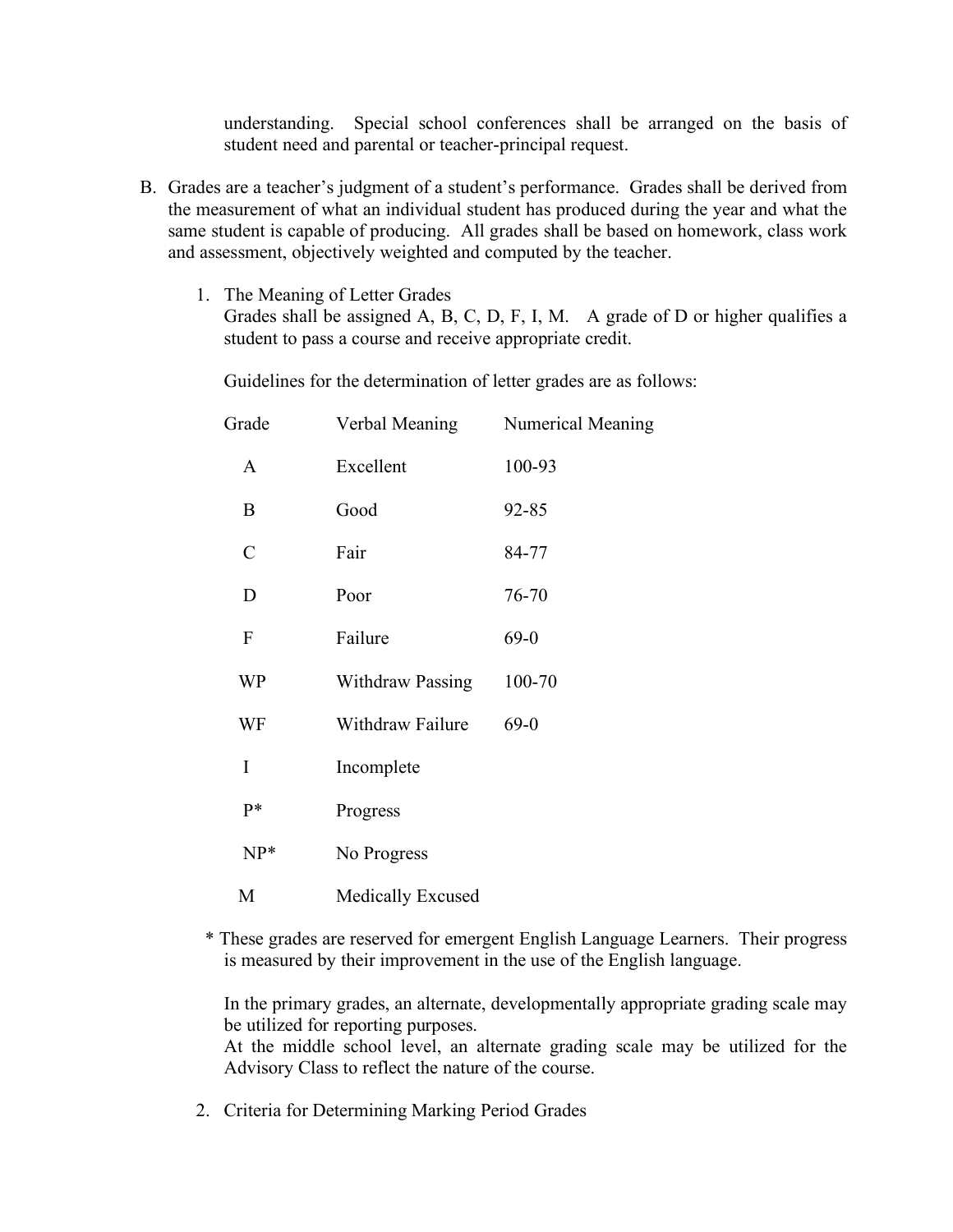understanding. Special school conferences shall be arranged on the basis of student need and parental or teacher-principal request.

B. Grades are a teacher's judgment of a student's performance. Grades shall be derived from the measurement of what an individual student has produced during the year and what the same student is capable of producing. All grades shall be based on homework, class work and assessment, objectively weighted and computed by the teacher.

1. The Meaning of Letter Grades
   Grades shall be assigned A, B, C, D, F, I, M. A grade of D or higher qualifies a student to pass a course and receive appropriate credit.

   Guidelines for the determination of letter grades are as follows:

| Grade | Verbal Meaning | Numerical Meaning |
|---|---|---|
| A | Excellent | 100-93 |
| B | Good | 92-85 |
| C | Fair | 84-77 |
| D | Poor | 76-70 |
| F | Failure | 69-0 |
| WP | Withdraw Passing | 100-70 |
| WF | Withdraw Failure | 69-0 |
| I | Incomplete | |
| P* | Progress | |
| NP* | No Progress | |
| M | Medically Excused | |

\* These grades are reserved for emergent English Language Learners. Their progress is measured by their improvement in the use of the English language.

In the primary grades, an alternate, developmentally appropriate grading scale may be utilized for reporting purposes.
At the middle school level, an alternate grading scale may be utilized for the Advisory Class to reflect the nature of the course.

2. Criteria for Determining Marking Period Grades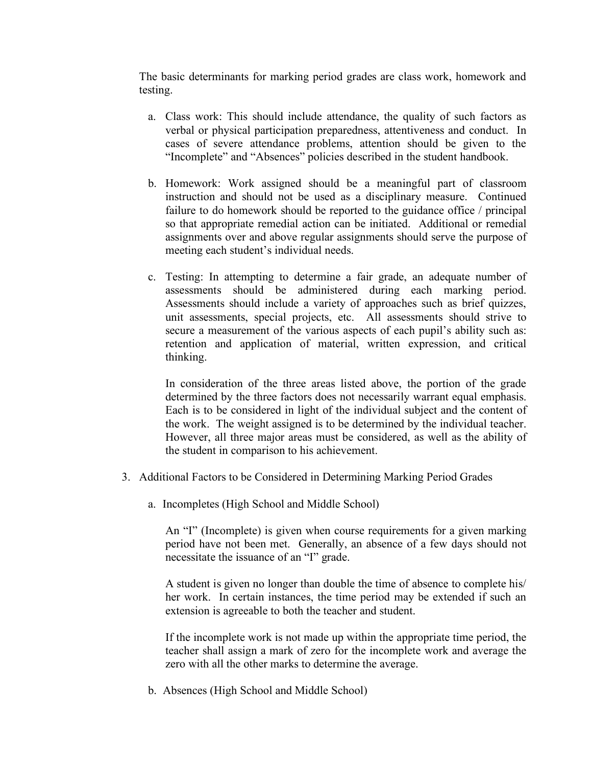The basic determinants for marking period grades are class work, homework and testing.

a. Class work: This should include attendance, the quality of such factors as verbal or physical participation preparedness, attentiveness and conduct. In cases of severe attendance problems, attention should be given to the "Incomplete" and "Absences" policies described in the student handbook.

b. Homework: Work assigned should be a meaningful part of classroom instruction and should not be used as a disciplinary measure. Continued failure to do homework should be reported to the guidance office / principal so that appropriate remedial action can be initiated. Additional or remedial assignments over and above regular assignments should serve the purpose of meeting each student's individual needs.

c. Testing: In attempting to determine a fair grade, an adequate number of assessments should be administered during each marking period. Assessments should include a variety of approaches such as brief quizzes, unit assessments, special projects, etc. All assessments should strive to secure a measurement of the various aspects of each pupil's ability such as: retention and application of material, written expression, and critical thinking.

   In consideration of the three areas listed above, the portion of the grade determined by the three factors does not necessarily warrant equal emphasis. Each is to be considered in light of the individual subject and the content of the work. The weight assigned is to be determined by the individual teacher. However, all three major areas must be considered, as well as the ability of the student in comparison to his achievement.

3. Additional Factors to be Considered in Determining Marking Period Grades

   a. Incompletes (High School and Middle School)

      An "I" (Incomplete) is given when course requirements for a given marking period have not been met. Generally, an absence of a few days should not necessitate the issuance of an "I" grade.

      A student is given no longer than double the time of absence to complete his/ her work. In certain instances, the time period may be extended if such an extension is agreeable to both the teacher and student.

      If the incomplete work is not made up within the appropriate time period, the teacher shall assign a mark of zero for the incomplete work and average the zero with all the other marks to determine the average.

   b. Absences (High School and Middle School)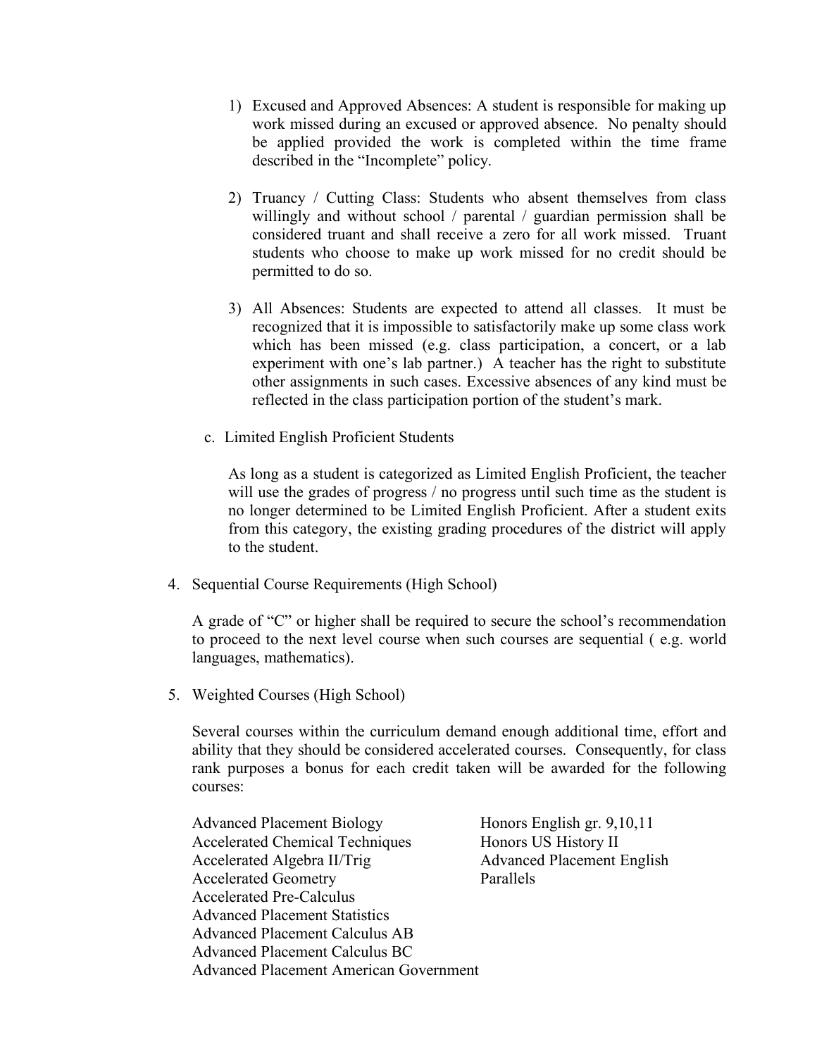1) Excused and Approved Absences: A student is responsible for making up work missed during an excused or approved absence. No penalty should be applied provided the work is completed within the time frame described in the "Incomplete" policy.

2) Truancy / Cutting Class: Students who absent themselves from class willingly and without school / parental / guardian permission shall be considered truant and shall receive a zero for all work missed. Truant students who choose to make up work missed for no credit should be permitted to do so.

3) All Absences: Students are expected to attend all classes. It must be recognized that it is impossible to satisfactorily make up some class work which has been missed (e.g. class participation, a concert, or a lab experiment with one's lab partner.) A teacher has the right to substitute other assignments in such cases. Excessive absences of any kind must be reflected in the class participation portion of the student's mark.

c. Limited English Proficient Students

As long as a student is categorized as Limited English Proficient, the teacher will use the grades of progress / no progress until such time as the student is no longer determined to be Limited English Proficient. After a student exits from this category, the existing grading procedures of the district will apply to the student.

4. Sequential Course Requirements (High School)

A grade of "C" or higher shall be required to secure the school's recommendation to proceed to the next level course when such courses are sequential ( e.g. world languages, mathematics).

5. Weighted Courses (High School)

Several courses within the curriculum demand enough additional time, effort and ability that they should be considered accelerated courses. Consequently, for class rank purposes a bonus for each credit taken will be awarded for the following courses:

- Advanced Placement Biology
- Accelerated Chemical Techniques
- Accelerated Algebra II/Trig
- Accelerated Geometry
- Accelerated Pre-Calculus
- Advanced Placement Statistics
- Advanced Placement Calculus AB
- Advanced Placement Calculus BC
- Advanced Placement American Government
- Honors English gr. 9,10,11
- Honors US History II
- Advanced Placement English
- Parallels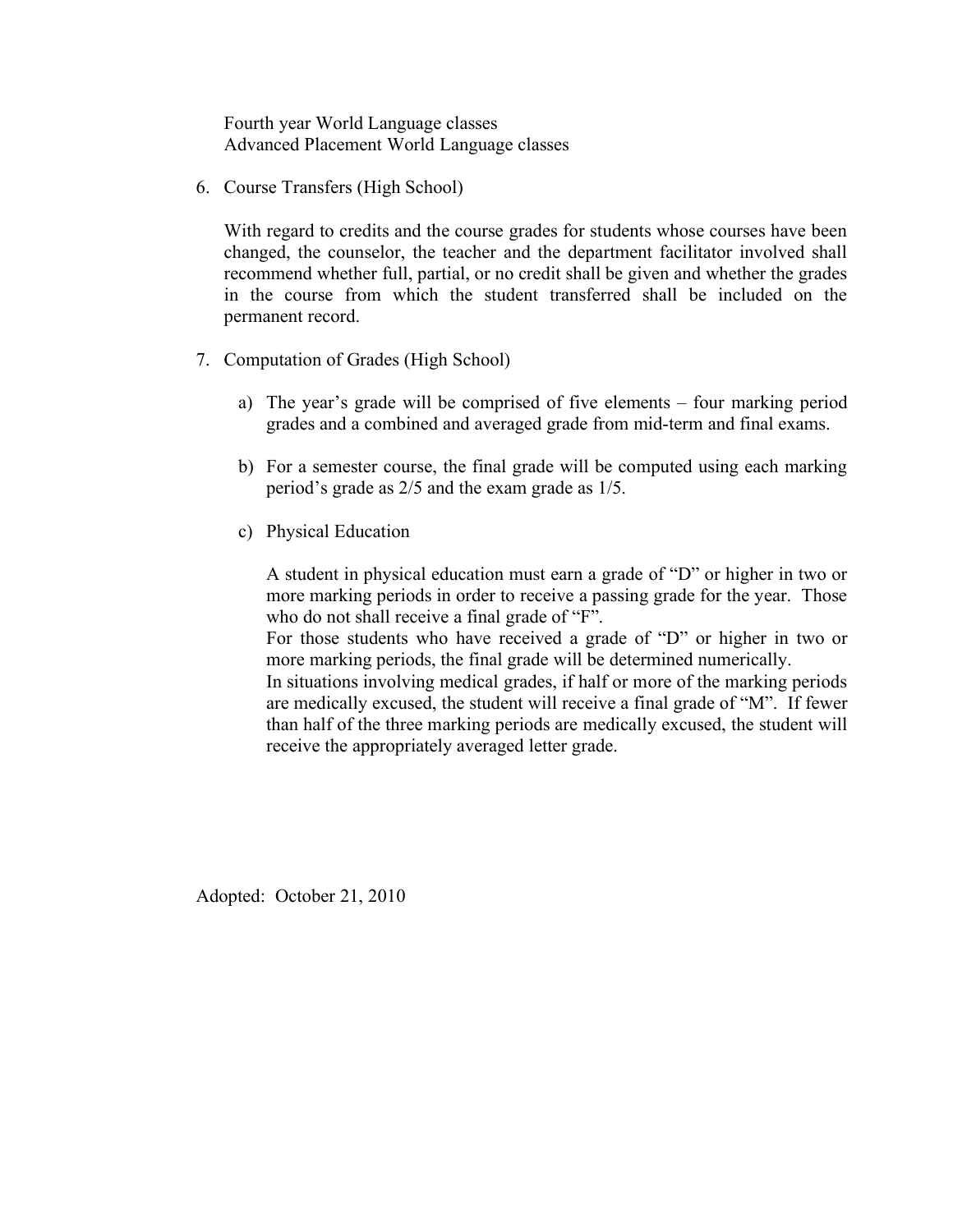Fourth year World Language classes
Advanced Placement World Language classes

6. Course Transfers (High School)

   With regard to credits and the course grades for students whose courses have been changed, the counselor, the teacher and the department facilitator involved shall recommend whether full, partial, or no credit shall be given and whether the grades in the course from which the student transferred shall be included on the permanent record.

7. Computation of Grades (High School)

   a) The year's grade will be comprised of five elements – four marking period grades and a combined and averaged grade from mid-term and final exams.

   b) For a semester course, the final grade will be computed using each marking period's grade as 2/5 and the exam grade as 1/5.

   c) Physical Education

      A student in physical education must earn a grade of "D" or higher in two or more marking periods in order to receive a passing grade for the year. Those who do not shall receive a final grade of "F".
      For those students who have received a grade of "D" or higher in two or more marking periods, the final grade will be determined numerically.
      In situations involving medical grades, if half or more of the marking periods are medically excused, the student will receive a final grade of "M". If fewer than half of the three marking periods are medically excused, the student will receive the appropriately averaged letter grade.

Adopted: October 21, 2010